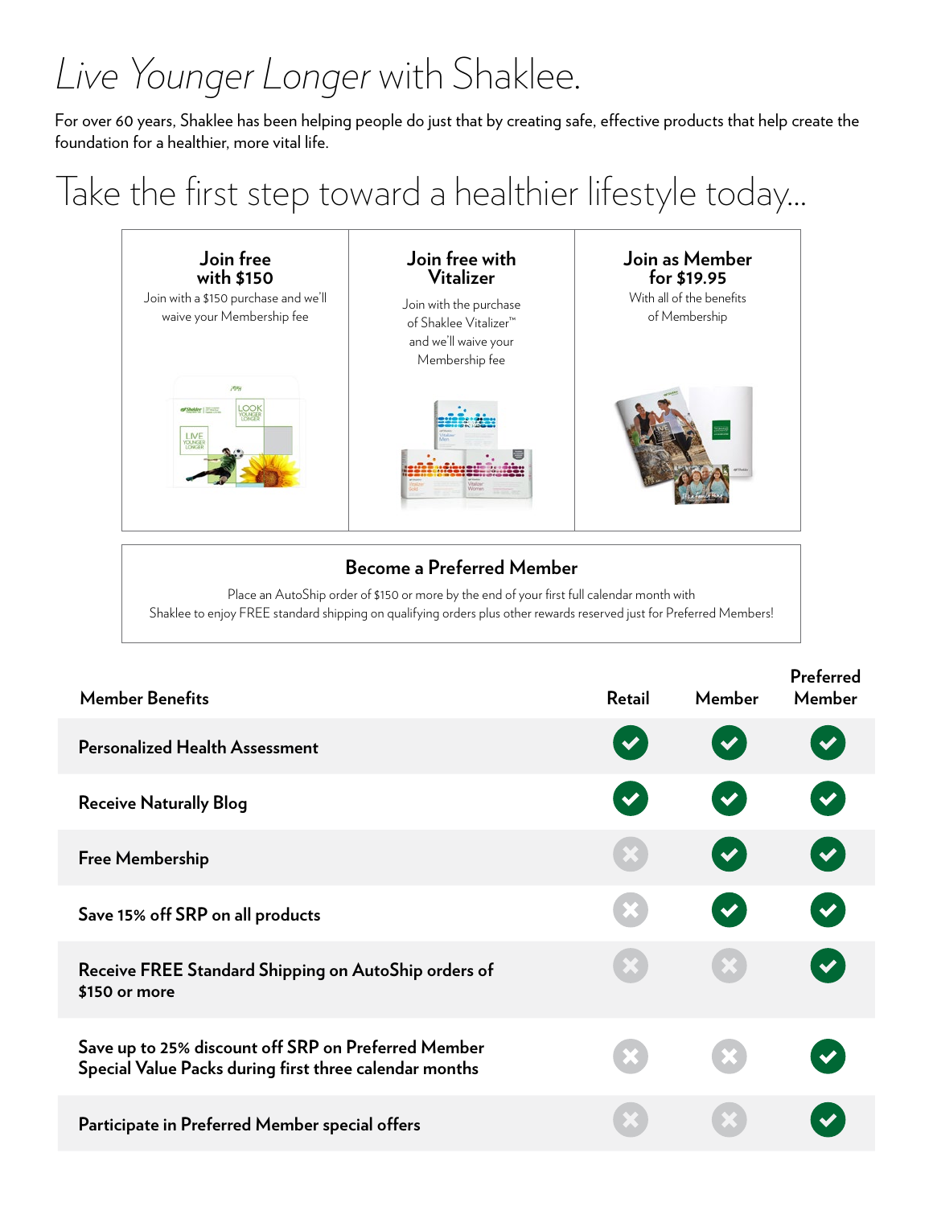# *Live Younger Longer* with Shaklee.

For over 60 years, Shaklee has been helping people do just that by creating safe, effective products that help create the foundation for a healthier, more vital life.

## Take the first step toward a healthier lifestyle today...

| Join free with $150 | Join free with Vitalizer | Join as Member for $19.95 |
|---|---|---|
| Join with a $150 purchase and we'll waive your Membership fee | Join with the purchase of Shaklee Vitalizer™ and we'll waive your Membership fee | With all of the benefits of Membership |

### Become a Preferred Member

Place an AutoShip order of $150 or more by the end of your first full calendar month with Shaklee to enjoy FREE standard shipping on qualifying orders plus other rewards reserved just for Preferred Members!

| Member Benefits | Retail | Member | Preferred Member |
|---|---|---|---|
| Personalized Health Assessment | ✔ | ✔ | ✔ |
| Receive Naturally Blog | ✔ | ✔ | ✔ |
| Free Membership | ✖ | ✔ | ✔ |
| Save 15% off SRP on all products | ✖ | ✔ | ✔ |
| Receive FREE Standard Shipping on AutoShip orders of $150 or more | ✖ | ✖ | ✔ |
| Save up to 25% discount off SRP on Preferred Member Special Value Packs during first three calendar months | ✖ | ✖ | ✔ |
| Participate in Preferred Member special offers | ✖ | ✖ | ✔ |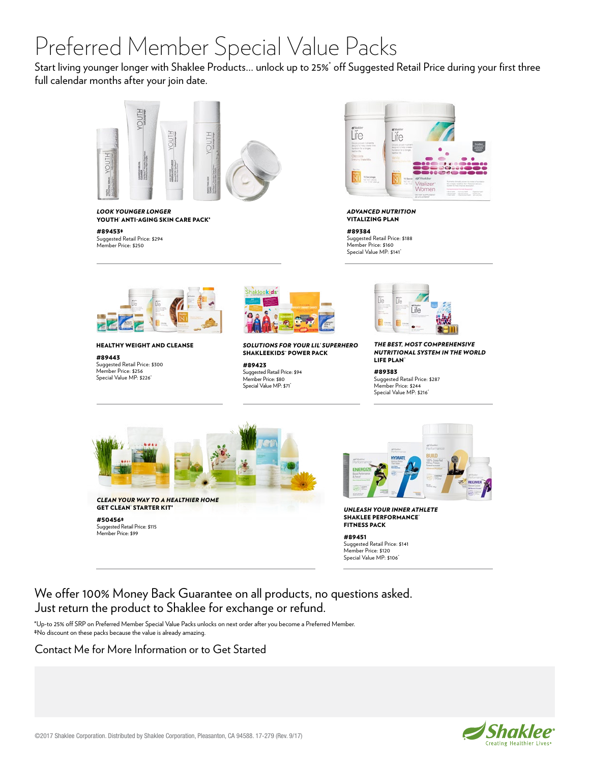# Preferred Member Special Value Packs

Start living younger longer with Shaklee Products... unlock up to 25%* off Suggested Retail Price during your first three full calendar months after your join date.

***LOOK YOUNGER LONGER***
**YOUTH® ANTI-AGING SKIN CARE PACK‡**

**#89453‡**
Suggested Retail Price: $294
Member Price: $250

***ADVANCED NUTRITION***
**VITALIZING PLAN**

**#89384**
Suggested Retail Price: $188
Member Price: $160
Special Value MP: $141*

**HEALTHY WEIGHT AND CLEANSE**

**#89443**
Suggested Retail Price: $300
Member Price: $256
Special Value MP: $226*

***SOLUTIONS FOR YOUR LIL' SUPERHERO***
**SHAKLEEKIDS™ POWER PACK**

**#89423**
Suggested Retail Price: $94
Member Price: $80
Special Value MP: $71*

***THE BEST, MOST COMPREHENSIVE NUTRITIONAL SYSTEM IN THE WORLD***
**LIFE PLAN™**

**#89383**
Suggested Retail Price: $287
Member Price: $244
Special Value MP: $216*

***CLEAN YOUR WAY TO A HEALTHIER HOME***
**GET CLEAN® STARTER KIT‡**

**#50456‡**
Suggested Retail Price: $115
Member Price: $99

***UNLEASH YOUR INNER ATHLETE***
**SHAKLEE PERFORMANCE® FITNESS PACK**

**#89451**
Suggested Retail Price: $141
Member Price: $120
Special Value MP: $106*

## We offer 100% Money Back Guarantee on all products, no questions asked. Just return the product to Shaklee for exchange or refund.

*Up-to 25% off SRP on Preferred Member Special Value Packs unlocks on next order after you become a Preferred Member.
‡No discount on these packs because the value is already amazing.

## Contact Me for More Information or to Get Started

©2017 Shaklee Corporation. Distributed by Shaklee Corporation, Pleasanton, CA 94588. 17-279 (Rev. 9/17)

Shaklee® Creating Healthier Lives®